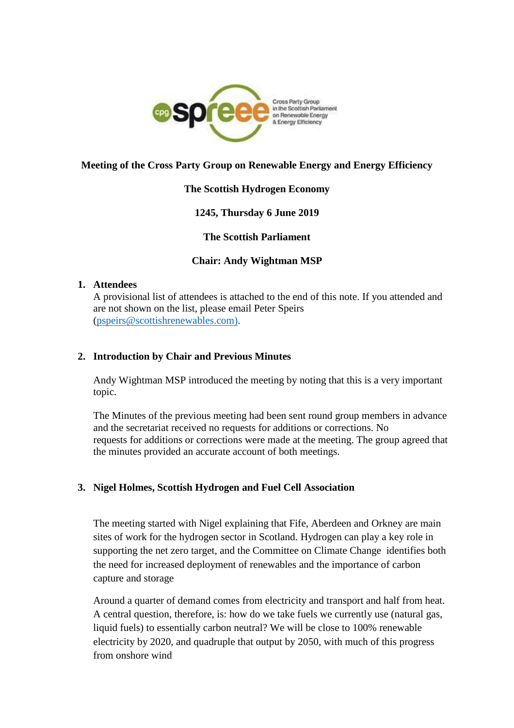Meeting of the Cross Party Group on Renewable Energy and Energy Efficiency

**The Scottish Hydrogen Economy**

**1245, Thursday 6 June 2019**

**The Scottish Parliament**

**Chair: Andy Wightman MSP**

## 1. Attendees

A provisional list of attendees is attached to the end of this note. If you attended and are not shown on the list, please email Peter Speirs (pspeirs@scottishrenewables.com).

## 2. Introduction by Chair and Previous Minutes

Andy Wightman MSP introduced the meeting by noting that this is a very important topic.

The Minutes of the previous meeting had been sent round group members in advance and the secretariat received no requests for additions or corrections. No requests for additions or corrections were made at the meeting. The group agreed that the minutes provided an accurate account of both meetings.

## 3. Nigel Holmes, Scottish Hydrogen and Fuel Cell Association

The meeting started with Nigel explaining that Fife, Aberdeen and Orkney are main sites of work for the hydrogen sector in Scotland. Hydrogen can play a key role in supporting the net zero target, and the Committee on Climate Change identifies both the need for increased deployment of renewables and the importance of carbon capture and storage

Around a quarter of demand comes from electricity and transport and half from heat. A central question, therefore, is: how do we take fuels we currently use (natural gas, liquid fuels) to essentially carbon neutral? We will be close to 100% renewable electricity by 2020, and quadruple that output by 2050, with much of this progress from onshore wind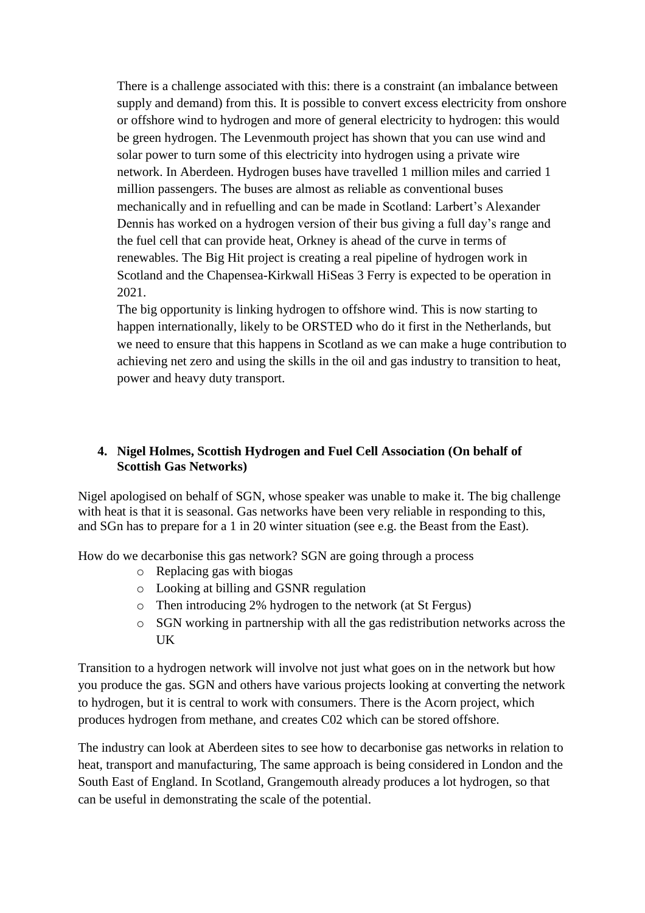There is a challenge associated with this: there is a constraint (an imbalance between supply and demand) from this. It is possible to convert excess electricity from onshore or offshore wind to hydrogen and more of general electricity to hydrogen: this would be green hydrogen. The Levenmouth project has shown that you can use wind and solar power to turn some of this electricity into hydrogen using a private wire network. In Aberdeen. Hydrogen buses have travelled 1 million miles and carried 1 million passengers. The buses are almost as reliable as conventional buses mechanically and in refuelling and can be made in Scotland: Larbert's Alexander Dennis has worked on a hydrogen version of their bus giving a full day's range and the fuel cell that can provide heat, Orkney is ahead of the curve in terms of renewables. The Big Hit project is creating a real pipeline of hydrogen work in Scotland and the Chapensea-Kirkwall HiSeas 3 Ferry is expected to be operation in 2021.
The big opportunity is linking hydrogen to offshore wind. This is now starting to happen internationally, likely to be ORSTED who do it first in the Netherlands, but we need to ensure that this happens in Scotland as we can make a huge contribution to achieving net zero and using the skills in the oil and gas industry to transition to heat, power and heavy duty transport.

**4. Nigel Holmes, Scottish Hydrogen and Fuel Cell Association (On behalf of Scottish Gas Networks)**

Nigel apologised on behalf of SGN, whose speaker was unable to make it. The big challenge with heat is that it is seasonal. Gas networks have been very reliable in responding to this, and SGn has to prepare for a 1 in 20 winter situation (see e.g. the Beast from the East).

How do we decarbonise this gas network? SGN are going through a process

- Replacing gas with biogas
- Looking at billing and GSNR regulation
- Then introducing 2% hydrogen to the network (at St Fergus)
- SGN working in partnership with all the gas redistribution networks across the UK

Transition to a hydrogen network will involve not just what goes on in the network but how you produce the gas. SGN and others have various projects looking at converting the network to hydrogen, but it is central to work with consumers. There is the Acorn project, which produces hydrogen from methane, and creates C02 which can be stored offshore.

The industry can look at Aberdeen sites to see how to decarbonise gas networks in relation to heat, transport and manufacturing, The same approach is being considered in London and the South East of England. In Scotland, Grangemouth already produces a lot hydrogen, so that can be useful in demonstrating the scale of the potential.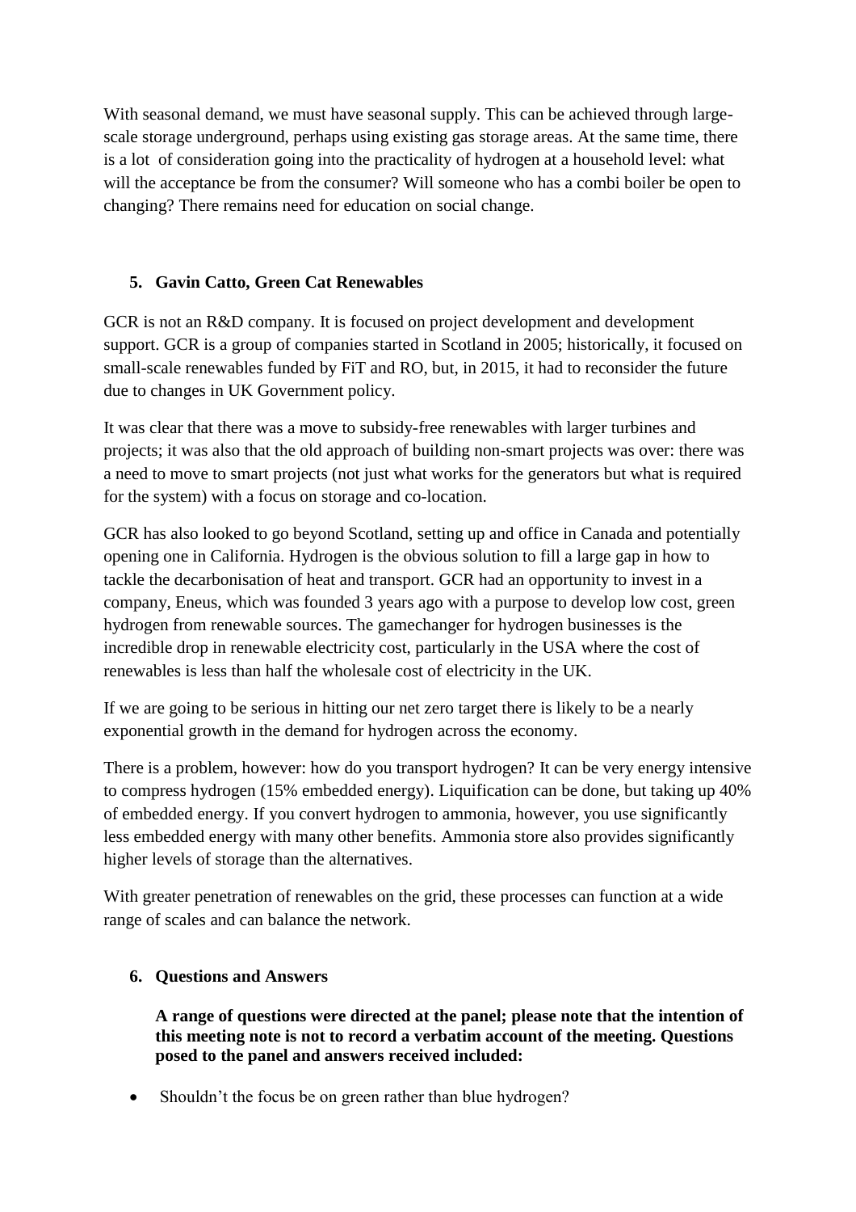With seasonal demand, we must have seasonal supply. This can be achieved through large-scale storage underground, perhaps using existing gas storage areas. At the same time, there is a lot of consideration going into the practicality of hydrogen at a household level: what will the acceptance be from the consumer? Will someone who has a combi boiler be open to changing? There remains need for education on social change.

## 5. Gavin Catto, Green Cat Renewables

GCR is not an R&D company. It is focused on project development and development support. GCR is a group of companies started in Scotland in 2005; historically, it focused on small-scale renewables funded by FiT and RO, but, in 2015, it had to reconsider the future due to changes in UK Government policy.

It was clear that there was a move to subsidy-free renewables with larger turbines and projects; it was also that the old approach of building non-smart projects was over: there was a need to move to smart projects (not just what works for the generators but what is required for the system) with a focus on storage and co-location.

GCR has also looked to go beyond Scotland, setting up and office in Canada and potentially opening one in California. Hydrogen is the obvious solution to fill a large gap in how to tackle the decarbonisation of heat and transport. GCR had an opportunity to invest in a company, Eneus, which was founded 3 years ago with a purpose to develop low cost, green hydrogen from renewable sources. The gamechanger for hydrogen businesses is the incredible drop in renewable electricity cost, particularly in the USA where the cost of renewables is less than half the wholesale cost of electricity in the UK.

If we are going to be serious in hitting our net zero target there is likely to be a nearly exponential growth in the demand for hydrogen across the economy.

There is a problem, however: how do you transport hydrogen? It can be very energy intensive to compress hydrogen (15% embedded energy). Liquification can be done, but taking up 40% of embedded energy. If you convert hydrogen to ammonia, however, you use significantly less embedded energy with many other benefits. Ammonia store also provides significantly higher levels of storage than the alternatives.

With greater penetration of renewables on the grid, these processes can function at a wide range of scales and can balance the network.

## 6. Questions and Answers

**A range of questions were directed at the panel; please note that the intention of this meeting note is not to record a verbatim account of the meeting. Questions posed to the panel and answers received included:**

- Shouldn't the focus be on green rather than blue hydrogen?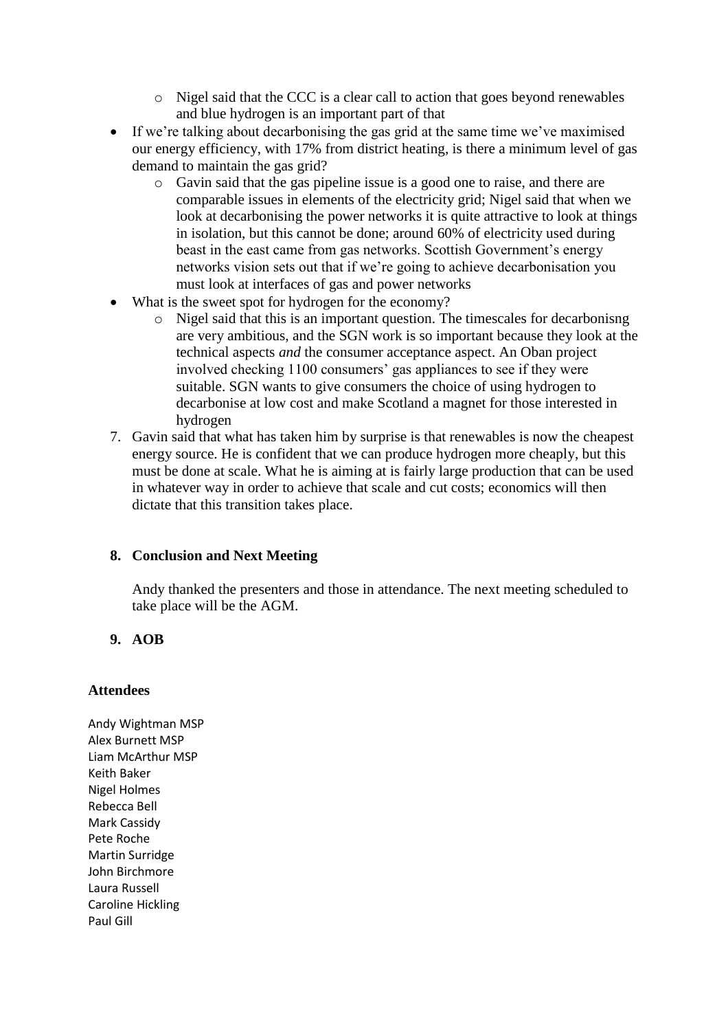- Nigel said that the CCC is a clear call to action that goes beyond renewables and blue hydrogen is an important part of that
- If we're talking about decarbonising the gas grid at the same time we've maximised our energy efficiency, with 17% from district heating, is there a minimum level of gas demand to maintain the gas grid?
  - Gavin said that the gas pipeline issue is a good one to raise, and there are comparable issues in elements of the electricity grid; Nigel said that when we look at decarbonising the power networks it is quite attractive to look at things in isolation, but this cannot be done; around 60% of electricity used during beast in the east came from gas networks. Scottish Government's energy networks vision sets out that if we're going to achieve decarbonisation you must look at interfaces of gas and power networks
- What is the sweet spot for hydrogen for the economy?
  - Nigel said that this is an important question. The timescales for decarbonisng are very ambitious, and the SGN work is so important because they look at the technical aspects *and* the consumer acceptance aspect. An Oban project involved checking 1100 consumers' gas appliances to see if they were suitable. SGN wants to give consumers the choice of using hydrogen to decarbonise at low cost and make Scotland a magnet for those interested in hydrogen

7. Gavin said that what has taken him by surprise is that renewables is now the cheapest energy source. He is confident that we can produce hydrogen more cheaply, but this must be done at scale. What he is aiming at is fairly large production that can be used in whatever way in order to achieve that scale and cut costs; economics will then dictate that this transition takes place.

### 8. Conclusion and Next Meeting

Andy thanked the presenters and those in attendance. The next meeting scheduled to take place will be the AGM.

### 9. AOB

**Attendees**

Andy Wightman MSP
Alex Burnett MSP
Liam McArthur MSP
Keith Baker
Nigel Holmes
Rebecca Bell
Mark Cassidy
Pete Roche
Martin Surridge
John Birchmore
Laura Russell
Caroline Hickling
Paul Gill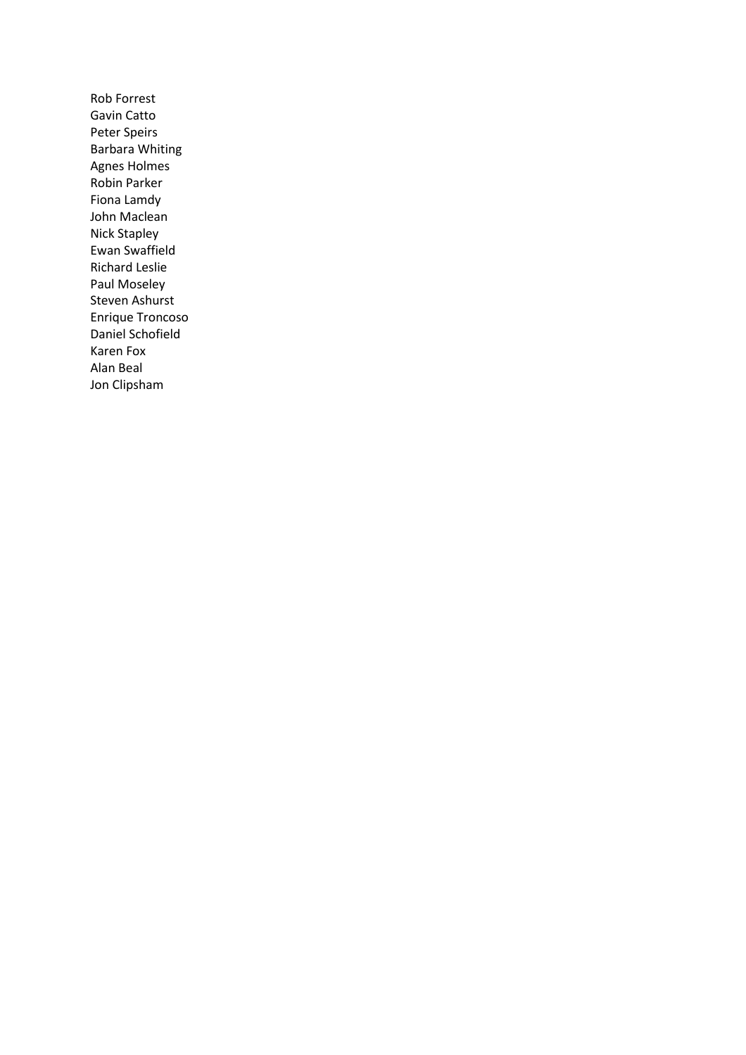Rob Forrest
Gavin Catto
Peter Speirs
Barbara Whiting
Agnes Holmes
Robin Parker
Fiona Lamdy
John Maclean
Nick Stapley
Ewan Swaffield
Richard Leslie
Paul Moseley
Steven Ashurst
Enrique Troncoso
Daniel Schofield
Karen Fox
Alan Beal
Jon Clipsham